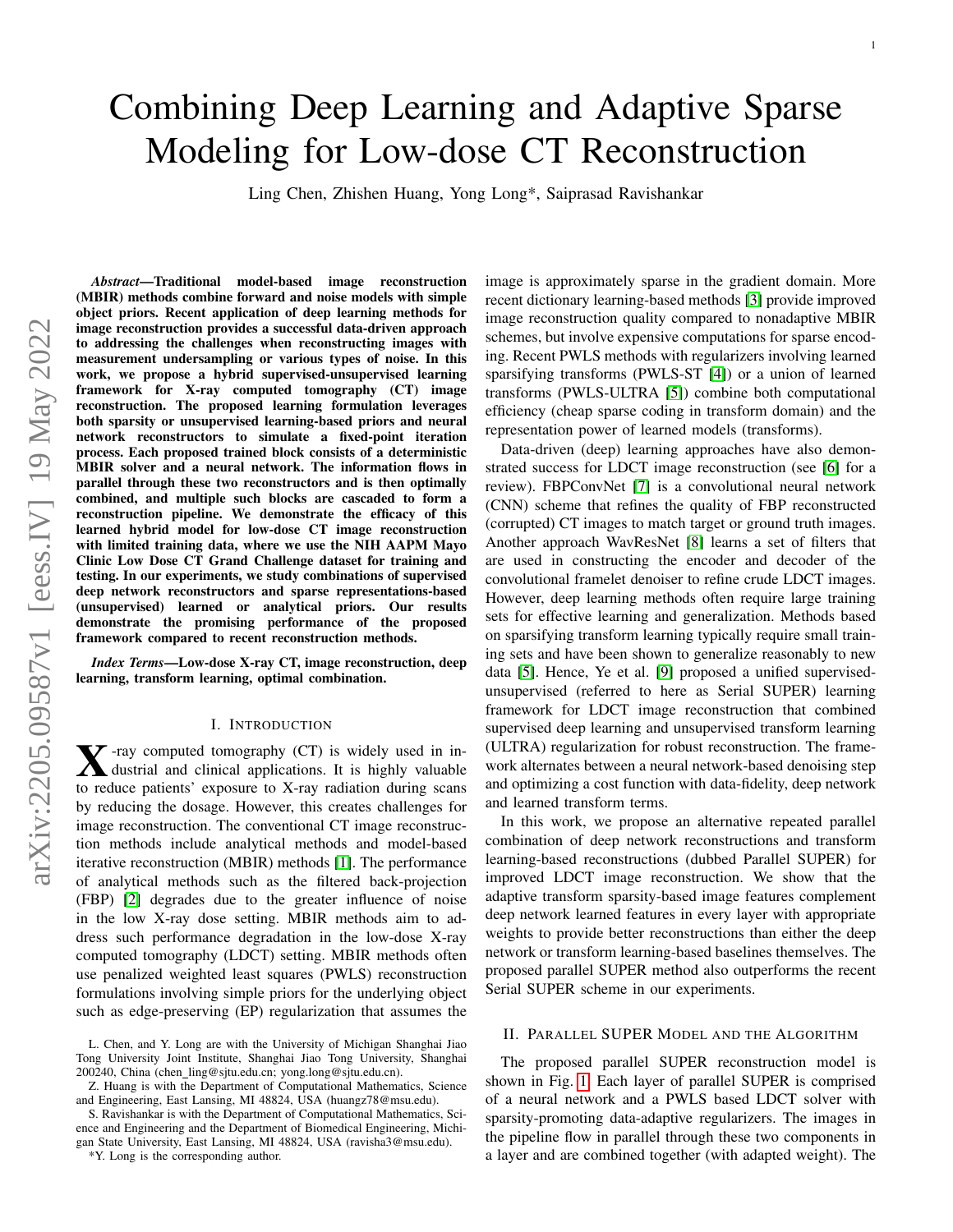# Combining Deep Learning and Adaptive Sparse Modeling for Low-dose CT Reconstruction

Ling Chen, Zhishen Huang, Yong Long*, Saiprasad Ravishankar

***Abstract*—Traditional model-based image reconstruction (MBIR) methods combine forward and noise models with simple object priors. Recent application of deep learning methods for image reconstruction provides a successful data-driven approach to addressing the challenges when reconstructing images with measurement undersampling or various types of noise. In this work, we propose a hybrid supervised-unsupervised learning framework for X-ray computed tomography (CT) image reconstruction. The proposed learning formulation leverages both sparsity or unsupervised learning-based priors and neural network reconstructors to simulate a fixed-point iteration process. Each proposed trained block consists of a deterministic MBIR solver and a neural network. The information flows in parallel through these two reconstructors and is then optimally combined, and multiple such blocks are cascaded to form a reconstruction pipeline. We demonstrate the efficacy of this learned hybrid model for low-dose CT image reconstruction with limited training data, where we use the NIH AAPM Mayo Clinic Low Dose CT Grand Challenge dataset for training and testing. In our experiments, we study combinations of supervised deep network reconstructors and sparse representations-based (unsupervised) learned or analytical priors. Our results demonstrate the promising performance of the proposed framework compared to recent reconstruction methods.**

***Index Terms*—Low-dose X-ray CT, image reconstruction, deep learning, transform learning, optimal combination.**

## I. Introduction

X-ray computed tomography (CT) is widely used in industrial and clinical applications. It is highly valuable to reduce patients' exposure to X-ray radiation during scans by reducing the dosage. However, this creates challenges for image reconstruction. The conventional CT image reconstruction methods include analytical methods and model-based iterative reconstruction (MBIR) methods [1]. The performance of analytical methods such as the filtered back-projection (FBP) [2] degrades due to the greater influence of noise in the low X-ray dose setting. MBIR methods aim to address such performance degradation in the low-dose X-ray computed tomography (LDCT) setting. MBIR methods often use penalized weighted least squares (PWLS) reconstruction formulations involving simple priors for the underlying object such as edge-preserving (EP) regularization that assumes the image is approximately sparse in the gradient domain. More recent dictionary learning-based methods [3] provide improved image reconstruction quality compared to nonadaptive MBIR schemes, but involve expensive computations for sparse encoding. Recent PWLS methods with regularizers involving learned sparsifying transforms (PWLS-ST [4]) or a union of learned transforms (PWLS-ULTRA [5]) combine both computational efficiency (cheap sparse coding in transform domain) and the representation power of learned models (transforms).

Data-driven (deep) learning approaches have also demonstrated success for LDCT image reconstruction (see [6] for a review). FBPConvNet [7] is a convolutional neural network (CNN) scheme that refines the quality of FBP reconstructed (corrupted) CT images to match target or ground truth images. Another approach WavResNet [8] learns a set of filters that are used in constructing the encoder and decoder of the convolutional framelet denoiser to refine crude LDCT images. However, deep learning methods often require large training sets for effective learning and generalization. Methods based on sparsifying transform learning typically require small training sets and have been shown to generalize reasonably to new data [5]. Hence, Ye et al. [9] proposed a unified supervised-unsupervised (referred to here as Serial SUPER) learning framework for LDCT image reconstruction that combined supervised deep learning and unsupervised transform learning (ULTRA) regularization for robust reconstruction. The framework alternates between a neural network-based denoising step and optimizing a cost function with data-fidelity, deep network and learned transform terms.

In this work, we propose an alternative repeated parallel combination of deep network reconstructions and transform learning-based reconstructions (dubbed Parallel SUPER) for improved LDCT image reconstruction. We show that the adaptive transform sparsity-based image features complement deep network learned features in every layer with appropriate weights to provide better reconstructions than either the deep network or transform learning-based baselines themselves. The proposed parallel SUPER method also outperforms the recent Serial SUPER scheme in our experiments.

## II. Parallel SUPER Model and the Algorithm

The proposed parallel SUPER reconstruction model is shown in Fig. 1. Each layer of parallel SUPER is comprised of a neural network and a PWLS based LDCT solver with sparsity-promoting data-adaptive regularizers. The images in the pipeline flow in parallel through these two components in a layer and are combined together (with adapted weight). The

L. Chen, and Y. Long are with the University of Michigan Shanghai Jiao Tong University Joint Institute, Shanghai Jiao Tong University, Shanghai 200240, China (chen_ling@sjtu.edu.cn; yong.long@sjtu.edu.cn).

Z. Huang is with the Department of Computational Mathematics, Science and Engineering, East Lansing, MI 48824, USA (huangz78@msu.edu).

S. Ravishankar is with the Department of Computational Mathematics, Science and Engineering and the Department of Biomedical Engineering, Michigan State University, East Lansing, MI 48824, USA (ravisha3@msu.edu).

*Y. Long is the corresponding author.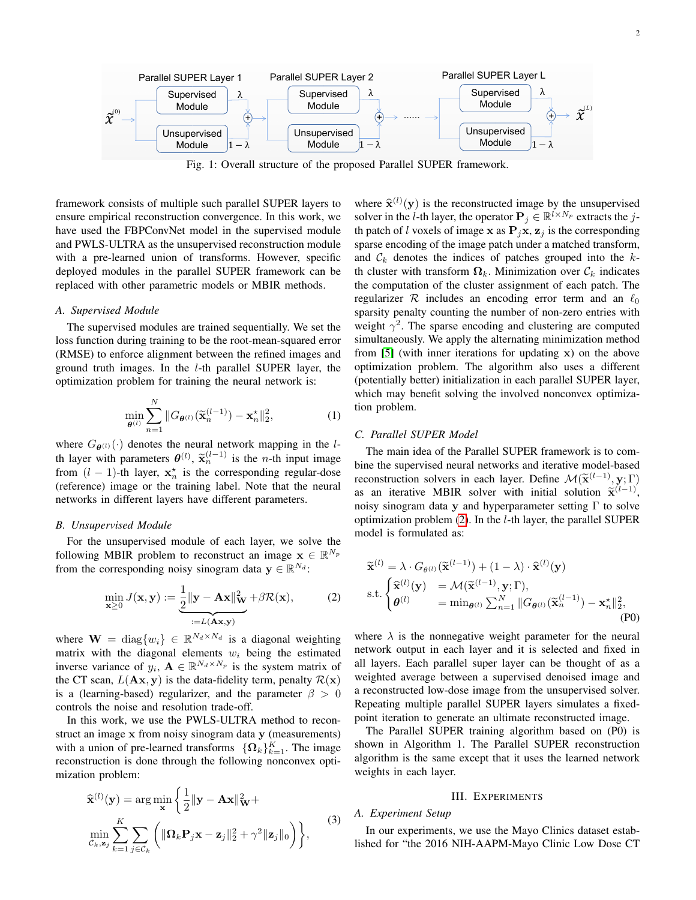Fig. 1: Overall structure of the proposed Parallel SUPER framework.

framework consists of multiple such parallel SUPER layers to ensure empirical reconstruction convergence. In this work, we have used the FBPConvNet model in the supervised module and PWLS-ULTRA as the unsupervised reconstruction module with a pre-learned union of transforms. However, specific deployed modules in the parallel SUPER framework can be replaced with other parametric models or MBIR methods.

### A. Supervised Module

The supervised modules are trained sequentially. We set the loss function during training to be the root-mean-squared error (RMSE) to enforce alignment between the refined images and ground truth images. In the $l$-th parallel SUPER layer, the optimization problem for training the neural network is:

$$\min_{\boldsymbol{\theta}^{(l)}} \sum_{n=1}^{N} \|G_{\boldsymbol{\theta}^{(l)}}(\widetilde{\mathbf{x}}_n^{(l-1)}) - \mathbf{x}_n^{\star}\|_2^2, \tag{1}$$

where $G_{\boldsymbol{\theta}^{(l)}}(\cdot)$ denotes the neural network mapping in the $l$-th layer with parameters $\boldsymbol{\theta}^{(l)}$, $\widetilde{\mathbf{x}}_n^{(l-1)}$ is the $n$-th input image from $(l-1)$-th layer, $\mathbf{x}_n^{\star}$ is the corresponding regular-dose (reference) image or the training label. Note that the neural networks in different layers have different parameters.

### B. Unsupervised Module

For the unsupervised module of each layer, we solve the following MBIR problem to reconstruct an image $\mathbf{x} \in \mathbb{R}^{N_p}$ from the corresponding noisy sinogram data $\mathbf{y} \in \mathbb{R}^{N_d}$:

$$\min_{\mathbf{x}\geq 0} J(\mathbf{x}, \mathbf{y}) := \underbrace{\frac{1}{2}\|\mathbf{y} - \mathbf{A}\mathbf{x}\|_{\mathbf{W}}^2}_{:=L(\mathbf{A}\mathbf{x},\mathbf{y})} + \beta\mathcal{R}(\mathbf{x}), \tag{2}$$

where $\mathbf{W} = \text{diag}\{w_i\} \in \mathbb{R}^{N_d \times N_d}$ is a diagonal weighting matrix with the diagonal elements $w_i$ being the estimated inverse variance of $y_i$, $\mathbf{A} \in \mathbb{R}^{N_d \times N_p}$ is the system matrix of the CT scan, $L(\mathbf{A}\mathbf{x}, \mathbf{y})$ is the data-fidelity term, penalty $\mathcal{R}(\mathbf{x})$ is a (learning-based) regularizer, and the parameter $\beta > 0$ controls the noise and resolution trade-off.

In this work, we use the PWLS-ULTRA method to reconstruct an image $\mathbf{x}$ from noisy sinogram data $\mathbf{y}$ (measurements) with a union of pre-learned transforms $\{\boldsymbol{\Omega}_k\}_{k=1}^{K}$. The image reconstruction is done through the following nonconvex optimization problem:

$$\widehat{\mathbf{x}}^{(l)}(\mathbf{y}) = \arg\min_{\mathbf{x}} \Bigg\{ \frac{1}{2}\|\mathbf{y} - \mathbf{A}\mathbf{x}\|_{\mathbf{W}}^2 + \min_{\mathcal{C}_k, \mathbf{z}_j} \sum_{k=1}^{K} \sum_{j\in\mathcal{C}_k} \Big( \|\boldsymbol{\Omega}_k \mathbf{P}_j \mathbf{x} - \mathbf{z}_j\|_2^2 + \gamma^2 \|\mathbf{z}_j\|_0 \Big) \Bigg\}, \tag{3}$$

where $\widehat{\mathbf{x}}^{(l)}(\mathbf{y})$ is the reconstructed image by the unsupervised solver in the $l$-th layer, the operator $\mathbf{P}_j \in \mathbb{R}^{l \times N_p}$ extracts the $j$-th patch of $l$ voxels of image $\mathbf{x}$ as $\mathbf{P}_j\mathbf{x}$, $\mathbf{z}_j$ is the corresponding sparse encoding of the image patch under a matched transform, and $\mathcal{C}_k$ denotes the indices of patches grouped into the $k$-th cluster with transform $\boldsymbol{\Omega}_k$. Minimization over $\mathcal{C}_k$ indicates the computation of the cluster assignment of each patch. The regularizer $\mathcal{R}$ includes an encoding error term and an $\ell_0$ sparsity penalty counting the number of non-zero entries with weight $\gamma^2$. The sparse encoding and clustering are computed simultaneously. We apply the alternating minimization method from [5] (with inner iterations for updating $\mathbf{x}$) on the above optimization problem. The algorithm also uses a different (potentially better) initialization in each parallel SUPER layer, which may benefit solving the involved nonconvex optimization problem.

### C. Parallel SUPER Model

The main idea of the Parallel SUPER framework is to combine the supervised neural networks and iterative model-based reconstruction solvers in each layer. Define $\mathcal{M}(\widetilde{\mathbf{x}}^{(l-1)}, \mathbf{y}; \Gamma)$ as an iterative MBIR solver with initial solution $\widetilde{\mathbf{x}}^{(l-1)}$, noisy sinogram data $\mathbf{y}$ and hyperparameter setting $\Gamma$ to solve optimization problem (2). In the $l$-th layer, the parallel SUPER model is formulated as:

$$\begin{aligned} &\widetilde{\mathbf{x}}^{(l)} = \lambda \cdot G_{\theta^{(l)}}(\widetilde{\mathbf{x}}^{(l-1)}) + (1-\lambda) \cdot \widehat{\mathbf{x}}^{(l)}(\mathbf{y}) \\ &\text{s.t.} \begin{cases} \widehat{\mathbf{x}}^{(l)}(\mathbf{y}) &= \mathcal{M}(\widetilde{\mathbf{x}}^{(l-1)}, \mathbf{y}; \Gamma), \\ \boldsymbol{\theta}^{(l)} &= \min_{\boldsymbol{\theta}^{(l)}} \sum_{n=1}^{N} \|G_{\boldsymbol{\theta}^{(l)}}(\widetilde{\mathbf{x}}_n^{(l-1)}) - \mathbf{x}_n^{\star}\|_2^2, \end{cases} \end{aligned} \tag{P0}$$

where $\lambda$ is the nonnegative weight parameter for the neural network output in each layer and it is selected and fixed in all layers. Each parallel super layer can be thought of as a weighted average between a supervised denoised image and a reconstructed low-dose image from the unsupervised solver. Repeating multiple parallel SUPER layers simulates a fixed-point iteration to generate an ultimate reconstructed image.

The Parallel SUPER training algorithm based on (P0) is shown in Algorithm 1. The Parallel SUPER reconstruction algorithm is the same except that it uses the learned network weights in each layer.

## III. Experiments

### A. Experiment Setup

In our experiments, we use the Mayo Clinics dataset established for "the 2016 NIH-AAPM-Mayo Clinic Low Dose CT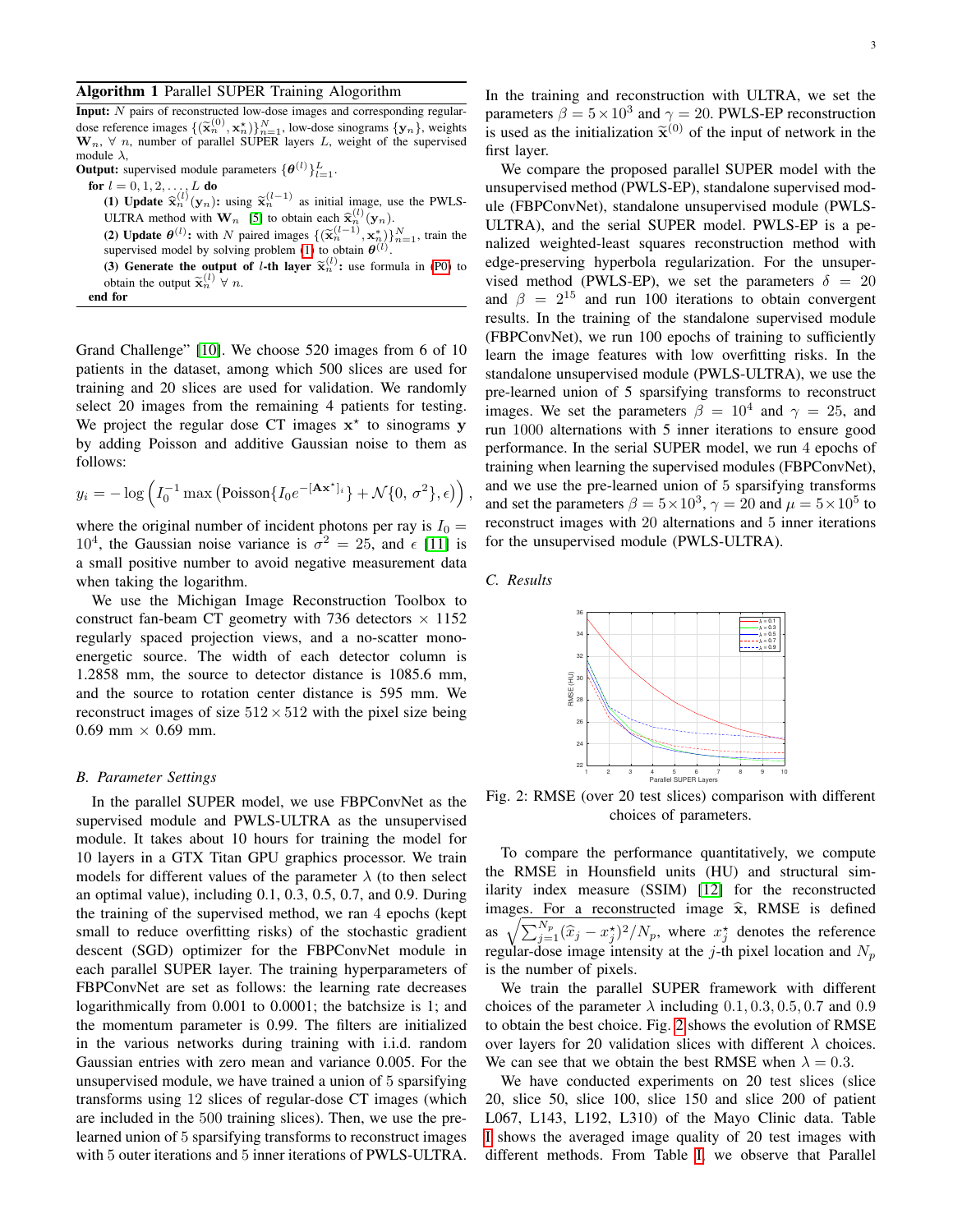**Algorithm 1** Parallel SUPER Training Alogorithm

**Input:** $N$ pairs of reconstructed low-dose images and corresponding regular-dose reference images $\{(\widetilde{\mathbf{x}}_n^{(0)}, \mathbf{x}_n^\star)\}_{n=1}^N$, low-dose sinograms $\{\mathbf{y}_n\}$, weights $\mathbf{W}_n$, $\forall$ $n$, number of parallel SUPER layers $L$, weight of the supervised module $\lambda$,

**Output:** supervised module parameters $\{\boldsymbol{\theta}^{(l)}\}_{l=1}^L$.

**for** $l = 0, 1, 2, \ldots, L$ **do**

(1) **Update** $\widehat{\mathbf{x}}_n^{(l)}(\mathbf{y}_n)$**:** using $\widetilde{\mathbf{x}}_n^{(l-1)}$ as initial image, use the PWLS-ULTRA method with $\mathbf{W}_n$ [5] to obtain each $\widehat{\mathbf{x}}_n^{(l)}(\mathbf{y}_n)$.

(2) **Update** $\boldsymbol{\theta}^{(l)}$**:** with $N$ paired images $\{(\widetilde{\mathbf{x}}_n^{(l-1)}, \mathbf{x}_n^\star)\}_{n=1}^N$, train the supervised model by solving problem (1) to obtain $\boldsymbol{\theta}^{(l)}$.

(3) **Generate the output of** $l$**-th layer** $\widetilde{\mathbf{x}}_n^{(l)}$**:** use formula in (P0) to obtain the output $\widetilde{\mathbf{x}}_n^{(l)}$ $\forall$ $n$.

**end for**

Grand Challenge" [10]. We choose 520 images from 6 of 10 patients in the dataset, among which 500 slices are used for training and 20 slices are used for validation. We randomly select 20 images from the remaining 4 patients for testing. We project the regular dose CT images $\mathbf{x}^\star$ to sinograms $\mathbf{y}$ by adding Poisson and additive Gaussian noise to them as follows:

$$y_i = -\log\left(I_0^{-1}\max\left(\text{Poisson}\{I_0 e^{-[\mathbf{A}\mathbf{x}^\star]_i}\} + \mathcal{N}\{0, \sigma^2\}, \epsilon\right)\right),$$

where the original number of incident photons per ray is $I_0 = 10^4$, the Gaussian noise variance is $\sigma^2 = 25$, and $\epsilon$ [11] is a small positive number to avoid negative measurement data when taking the logarithm.

We use the Michigan Image Reconstruction Toolbox to construct fan-beam CT geometry with 736 detectors $\times$ 1152 regularly spaced projection views, and a no-scatter mono-energetic source. The width of each detector column is 1.2858 mm, the source to detector distance is 1085.6 mm, and the source to rotation center distance is 595 mm. We reconstruct images of size $512 \times 512$ with the pixel size being 0.69 mm $\times$ 0.69 mm.

### B. Parameter Settings

In the parallel SUPER model, we use FBPConvNet as the supervised module and PWLS-ULTRA as the unsupervised module. It takes about 10 hours for training the model for 10 layers in a GTX Titan GPU graphics processor. We train models for different values of the parameter $\lambda$ (to then select an optimal value), including 0.1, 0.3, 0.5, 0.7, and 0.9. During the training of the supervised method, we ran 4 epochs (kept small to reduce overfitting risks) of the stochastic gradient descent (SGD) optimizer for the FBPConvNet module in each parallel SUPER layer. The training hyperparameters of FBPConvNet are set as follows: the learning rate decreases logarithmically from 0.001 to 0.0001; the batchsize is 1; and the momentum parameter is 0.99. The filters are initialized in the various networks during training with i.i.d. random Gaussian entries with zero mean and variance 0.005. For the unsupervised module, we have trained a union of 5 sparsifying transforms using 12 slices of regular-dose CT images (which are included in the 500 training slices). Then, we use the pre-learned union of 5 sparsifying transforms to reconstruct images with 5 outer iterations and 5 inner iterations of PWLS-ULTRA.

In the training and reconstruction with ULTRA, we set the parameters $\beta = 5 \times 10^3$ and $\gamma = 20$. PWLS-EP reconstruction is used as the initialization $\widetilde{\mathbf{x}}^{(0)}$ of the input of network in the first layer.

We compare the proposed parallel SUPER model with the unsupervised method (PWLS-EP), standalone supervised module (FBPConvNet), standalone unsupervised module (PWLS-ULTRA), and the serial SUPER model. PWLS-EP is a penalized weighted-least squares reconstruction method with edge-preserving hyperbola regularization. For the unsupervised method (PWLS-EP), we set the parameters $\delta = 20$ and $\beta = 2^{15}$ and run 100 iterations to obtain convergent results. In the training of the standalone supervised module (FBPConvNet), we run 100 epochs of training to sufficiently learn the image features with low overfitting risks. In the standalone unsupervised module (PWLS-ULTRA), we use the pre-learned union of 5 sparsifying transforms to reconstruct images. We set the parameters $\beta = 10^4$ and $\gamma = 25$, and run 1000 alternations with 5 inner iterations to ensure good performance. In the serial SUPER model, we run 4 epochs of training when learning the supervised modules (FBPConvNet), and we use the pre-learned union of 5 sparsifying transforms and set the parameters $\beta = 5 \times 10^3$, $\gamma = 20$ and $\mu = 5 \times 10^5$ to reconstruct images with 20 alternations and 5 inner iterations for the unsupervised module (PWLS-ULTRA).

### C. Results

Fig. 2: RMSE (over 20 test slices) comparison with different choices of parameters.

To compare the performance quantitatively, we compute the RMSE in Hounsfield units (HU) and structural similarity index measure (SSIM) [12] for the reconstructed images. For a reconstructed image $\widehat{\mathbf{x}}$, RMSE is defined as $\sqrt{\sum_{j=1}^{N_p}(\widehat{x}_j - x_j^\star)^2/N_p}$, where $x_j^\star$ denotes the reference regular-dose image intensity at the $j$-th pixel location and $N_p$ is the number of pixels.

We train the parallel SUPER framework with different choices of the parameter $\lambda$ including 0.1, 0.3, 0.5, 0.7 and 0.9 to obtain the best choice. Fig. 2 shows the evolution of RMSE over layers for 20 validation slices with different $\lambda$ choices. We can see that we obtain the best RMSE when $\lambda = 0.3$.

We have conducted experiments on 20 test slices (slice 20, slice 50, slice 100, slice 150 and slice 200 of patient L067, L143, L192, L310) of the Mayo Clinic data. Table I shows the averaged image quality of 20 test images with different methods. From Table I, we observe that Parallel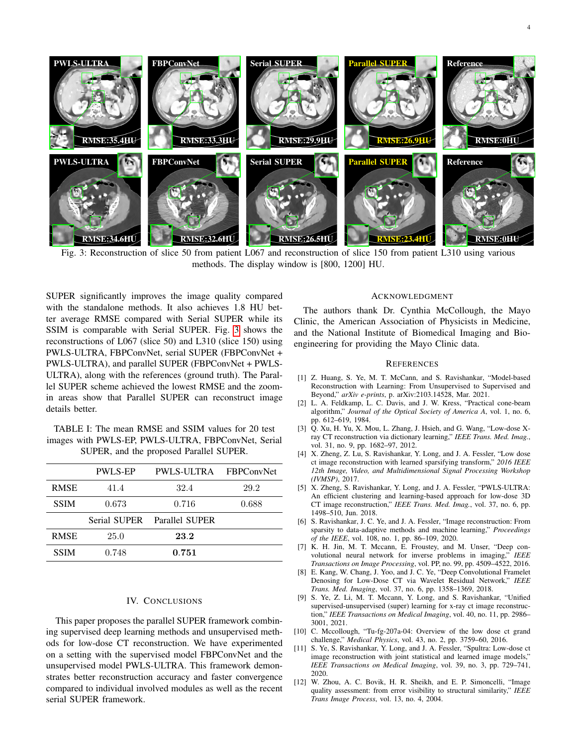PWLS-ULTRA RMSE:35.4HU

FBPConvNet RMSE:33.3HU

Serial SUPER RMSE:29.9HU

Parallel SUPER RMSE:26.9HU

Reference RMSE:0HU

PWLS-ULTRA RMSE:34.6HU

FBPConvNet RMSE:32.6HU

Serial SUPER RMSE:26.5HU

Parallel SUPER RMSE:23.4HU

Reference RMSE:0HU

Fig. 3: Reconstruction of slice 50 from patient L067 and reconstruction of slice 150 from patient L310 using various methods. The display window is [800, 1200] HU.

SUPER significantly improves the image quality compared with the standalone methods. It also achieves 1.8 HU better average RMSE compared with Serial SUPER while its SSIM is comparable with Serial SUPER. Fig. 3 shows the reconstructions of L067 (slice 50) and L310 (slice 150) using PWLS-ULTRA, FBPConvNet, serial SUPER (FBPConvNet + PWLS-ULTRA), and parallel SUPER (FBPConvNet + PWLS-ULTRA), along with the references (ground truth). The Parallel SUPER scheme achieved the lowest RMSE and the zoom-in areas show that Parallel SUPER can reconstruct image details better.

TABLE I: The mean RMSE and SSIM values for 20 test images with PWLS-EP, PWLS-ULTRA, FBPConvNet, Serial SUPER, and the proposed Parallel SUPER.

| | PWLS-EP | PWLS-ULTRA | FBPConvNet |
|---|---|---|---|
| RMSE | 41.4 | 32.4 | 29.2 |
| SSIM | 0.673 | 0.716 | 0.688 |
| | Serial SUPER | Parallel SUPER | |
| RMSE | 25.0 | **23.2** | |
| SSIM | 0.748 | **0.751** | |

## IV. Conclusions

This paper proposes the parallel SUPER framework combining supervised deep learning methods and unsupervised methods for low-dose CT reconstruction. We have experimented on a setting with the supervised model FBPConvNet and the unsupervised model PWLS-ULTRA. This framework demonstrates better reconstruction accuracy and faster convergence compared to individual involved modules as well as the recent serial SUPER framework.

## Acknowledgment

The authors thank Dr. Cynthia McCollough, the Mayo Clinic, the American Association of Physicists in Medicine, and the National Institute of Biomedical Imaging and Bioengineering for providing the Mayo Clinic data.

## References

[1] Z. Huang, S. Ye, M. T. McCann, and S. Ravishankar, "Model-based Reconstruction with Learning: From Unsupervised to Supervised and Beyond," *arXiv e-prints*, p. arXiv:2103.14528, Mar. 2021.

[2] L. A. Feldkamp, L. C. Davis, and J. W. Kress, "Practical cone-beam algorithm," *Journal of the Optical Society of America A*, vol. 1, no. 6, pp. 612–619, 1984.

[3] Q. Xu, H. Yu, X. Mou, L. Zhang, J. Hsieh, and G. Wang, "Low-dose X-ray CT reconstruction via dictionary learning," *IEEE Trans. Med. Imag.*, vol. 31, no. 9, pp. 1682–97, 2012.

[4] X. Zheng, Z. Lu, S. Ravishankar, Y. Long, and J. A. Fessler, "Low dose ct image reconstruction with learned sparsifying transform," *2016 IEEE 12th Image, Video, and Multidimensional Signal Processing Workshop (IVMSP)*, 2017.

[5] X. Zheng, S. Ravishankar, Y. Long, and J. A. Fessler, "PWLS-ULTRA: An efficient clustering and learning-based approach for low-dose 3D CT image reconstruction," *IEEE Trans. Med. Imag.*, vol. 37, no. 6, pp. 1498–510, Jun. 2018.

[6] S. Ravishankar, J. C. Ye, and J. A. Fessler, "Image reconstruction: From sparsity to data-adaptive methods and machine learning," *Proceedings of the IEEE*, vol. 108, no. 1, pp. 86–109, 2020.

[7] K. H. Jin, M. T. Mccann, E. Froustey, and M. Unser, "Deep convolutional neural network for inverse problems in imaging," *IEEE Transactions on Image Processing*, vol. PP, no. 99, pp. 4509–4522, 2016.

[8] E. Kang, W. Chang, J. Yoo, and J. C. Ye, "Deep Convolutional Framelet Denosing for Low-Dose CT via Wavelet Residual Network," *IEEE Trans. Med. Imaging*, vol. 37, no. 6, pp. 1358–1369, 2018.

[9] S. Ye, Z. Li, M. T. Mccann, Y. Long, and S. Ravishankar, "Unified supervised-unsupervised (super) learning for x-ray ct image reconstruction," *IEEE Transactions on Medical Imaging*, vol. 40, no. 11, pp. 2986–3001, 2021.

[10] C. Mccollough, "Tu-fg-207a-04: Overview of the low dose ct grand challenge," *Medical Physics*, vol. 43, no. 2, pp. 3759–60, 2016.

[11] S. Ye, S. Ravishankar, Y. Long, and J. A. Fessler, "Spultra: Low-dose ct image reconstruction with joint statistical and learned image models," *IEEE Transactions on Medical Imaging*, vol. 39, no. 3, pp. 729–741, 2020.

[12] W. Zhou, A. C. Bovik, H. R. Sheikh, and E. P. Simoncelli, "Image quality assessment: from error visibility to structural similarity," *IEEE Trans Image Process*, vol. 13, no. 4, 2004.